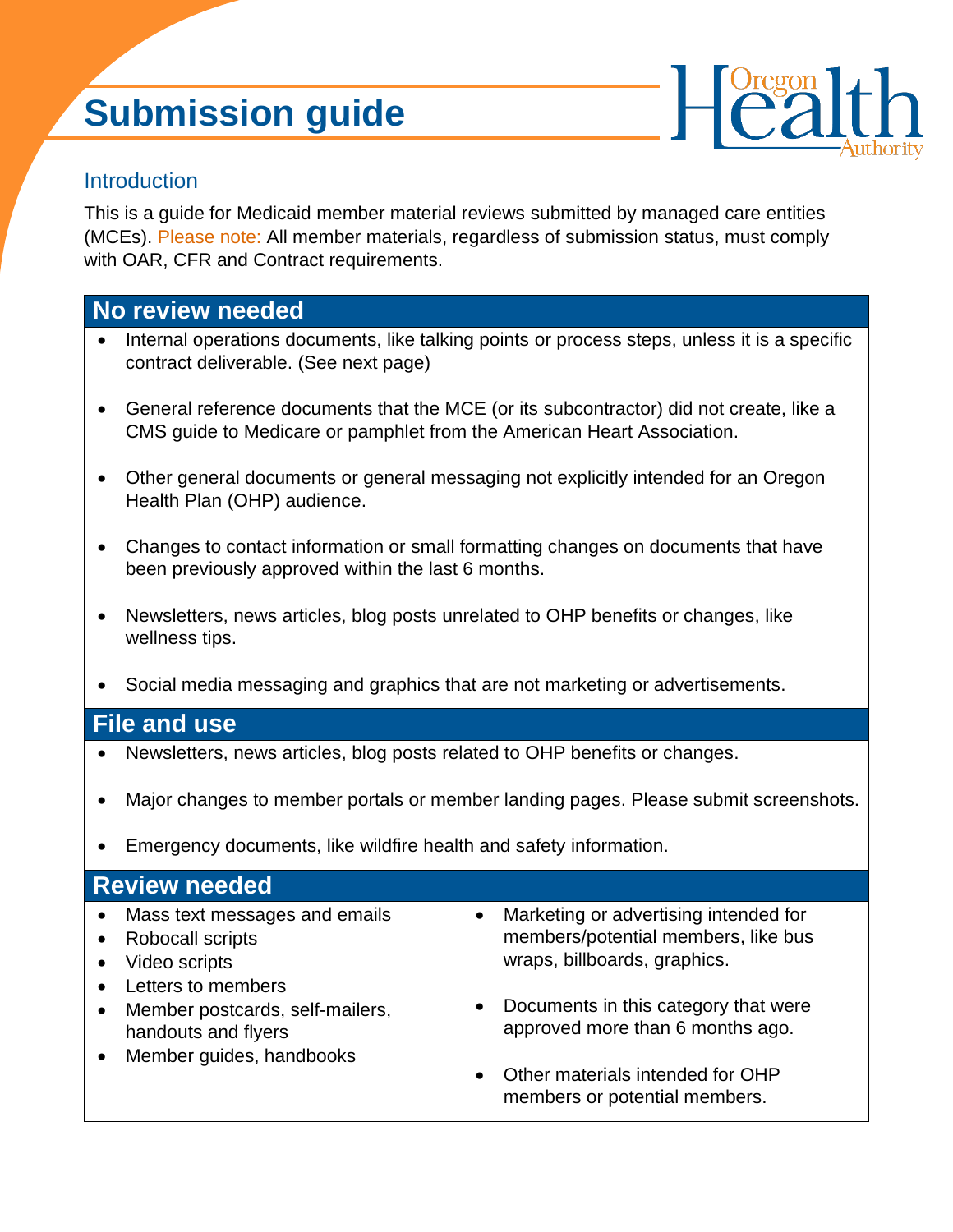# Submission guide

## Introduction

This is a guide for Medicaid member material reviews submitted by managed care entities (MCEs). Please note: All member materials, regardless of submission status, must comply with OAR, CFR and Contract requirements.

## No review needed

- Internal operations documents, like talking points or process steps, unless it is a specific contract deliverable. (See next page)
- General reference documents that the MCE (or its subcontractor) did not create, like a CMS guide to Medicare or pamphlet from the American Heart Association.
- Other general documents or general messaging not explicitly intended for an Oregon Health Plan (OHP) audience.
- Changes to contact information or small formatting changes on documents that have been previously approved within the last 6 months.
- Newsletters, news articles, blog posts unrelated to OHP benefits or changes, like wellness tips.
- Social media messaging and graphics that are not marketing or advertisements.

## File and use

- Newsletters, news articles, blog posts related to OHP benefits or changes.
- Major changes to member portals or member landing pages. Please submit screenshots.
- Emergency documents, like wildfire health and safety information.

## Review needed

- Mass text messages and emails
- Robocall scripts
- Video scripts
- Letters to members
- Member postcards, self-mailers, handouts and flyers
- Member guides, handbooks
- Marketing or advertising intended for members/potential members, like bus wraps, billboards, graphics.
- Documents in this category that were approved more than 6 months ago.
- Other materials intended for OHP members or potential members.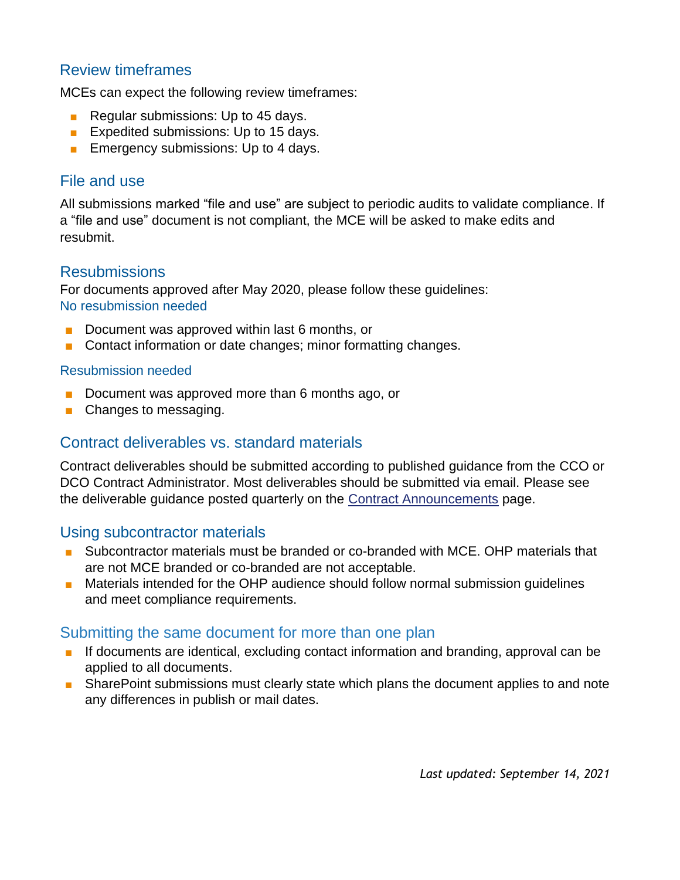## Review timeframes

MCEs can expect the following review timeframes:

- Regular submissions: Up to 45 days.
- Expedited submissions: Up to 15 days.
- Emergency submissions: Up to 4 days.

## File and use

All submissions marked “file and use” are subject to periodic audits to validate compliance. If a “file and use” document is not compliant, the MCE will be asked to make edits and resubmit.

## Resubmissions

For documents approved after May 2020, please follow these guidelines:

### No resubmission needed

- Document was approved within last 6 months, or
- Contact information or date changes; minor formatting changes.

### Resubmission needed

- Document was approved more than 6 months ago, or
- Changes to messaging.

## Contract deliverables vs. standard materials

Contract deliverables should be submitted according to published guidance from the CCO or DCO Contract Administrator. Most deliverables should be submitted via email. Please see the deliverable guidance posted quarterly on the Contract Announcements page.

## Using subcontractor materials

- Subcontractor materials must be branded or co-branded with MCE. OHP materials that are not MCE branded or co-branded are not acceptable.
- Materials intended for the OHP audience should follow normal submission guidelines and meet compliance requirements.

## Submitting the same document for more than one plan

- If documents are identical, excluding contact information and branding, approval can be applied to all documents.
- SharePoint submissions must clearly state which plans the document applies to and note any differences in publish or mail dates.

*Last updated: September 14, 2021*